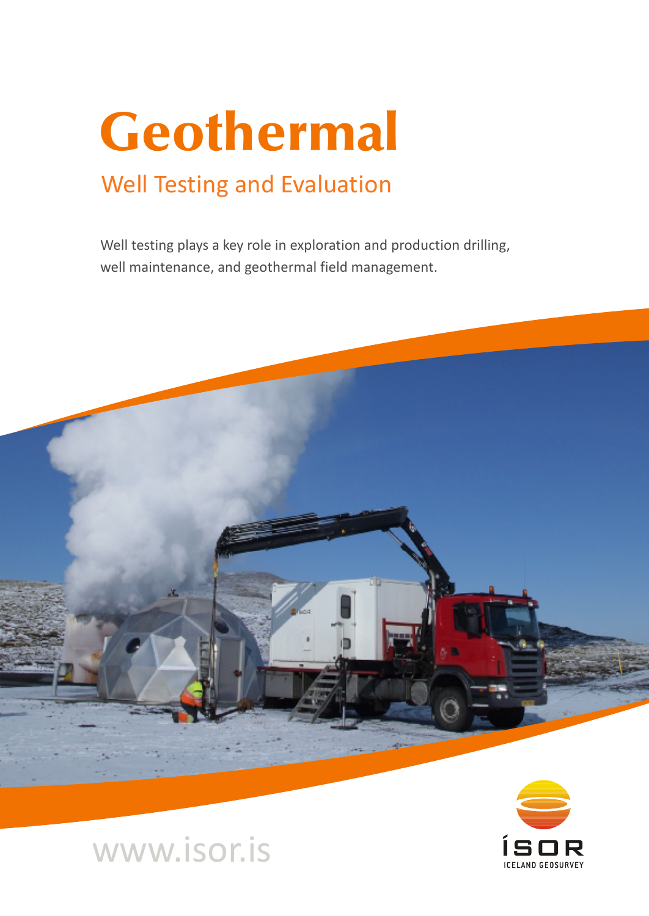# Geothermal

## Well Testing and Evaluation

Well testing plays a key role in exploration and production drilling, well maintenance, and geothermal field management.

www.isor.is

ÍSOR
ICELAND GEOSURVEY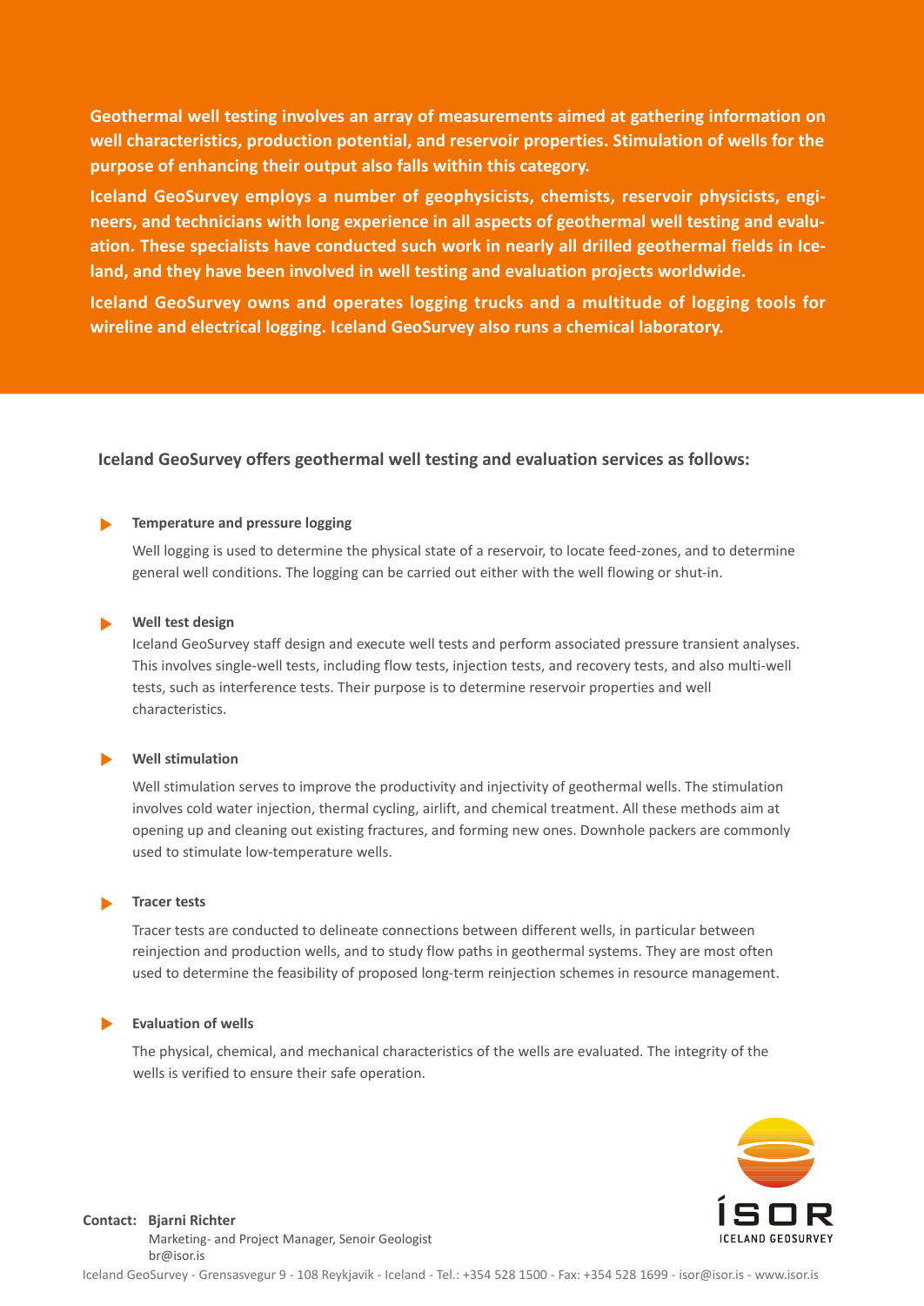**Geothermal well testing involves an array of measurements aimed at gathering information on well characteristics, production potential, and reservoir properties. Stimulation of wells for the purpose of enhancing their output also falls within this category.**

**Iceland GeoSurvey employs a number of geophysicists, chemists, reservoir physicists, engineers, and technicians with long experience in all aspects of geothermal well testing and evaluation. These specialists have conducted such work in nearly all drilled geothermal fields in Iceland, and they have been involved in well testing and evaluation projects worldwide.**

**Iceland GeoSurvey owns and operates logging trucks and a multitude of logging tools for wireline and electrical logging. Iceland GeoSurvey also runs a chemical laboratory.**

## Iceland GeoSurvey offers geothermal well testing and evaluation services as follows:

### Temperature and pressure logging

Well logging is used to determine the physical state of a reservoir, to locate feed-zones, and to determine general well conditions. The logging can be carried out either with the well flowing or shut-in.

### Well test design

Iceland GeoSurvey staff design and execute well tests and perform associated pressure transient analyses. This involves single-well tests, including flow tests, injection tests, and recovery tests, and also multi-well tests, such as interference tests. Their purpose is to determine reservoir properties and well characteristics.

### Well stimulation

Well stimulation serves to improve the productivity and injectivity of geothermal wells. The stimulation involves cold water injection, thermal cycling, airlift, and chemical treatment. All these methods aim at opening up and cleaning out existing fractures, and forming new ones. Downhole packers are commonly used to stimulate low-temperature wells.

### Tracer tests

Tracer tests are conducted to delineate connections between different wells, in particular between reinjection and production wells, and to study flow paths in geothermal systems. They are most often used to determine the feasibility of proposed long-term reinjection schemes in resource management.

### Evaluation of wells

The physical, chemical, and mechanical characteristics of the wells are evaluated. The integrity of the wells is verified to ensure their safe operation.

ÍSOR
ICELAND GEOSURVEY

**Contact: Bjarni Richter**
Marketing- and Project Manager, Senoir Geologist
br@isor.is

Iceland GeoSurvey - Grensasvegur 9 - 108 Reykjavik - Iceland - Tel.: +354 528 1500 - Fax: +354 528 1699 - isor@isor.is - www.isor.is